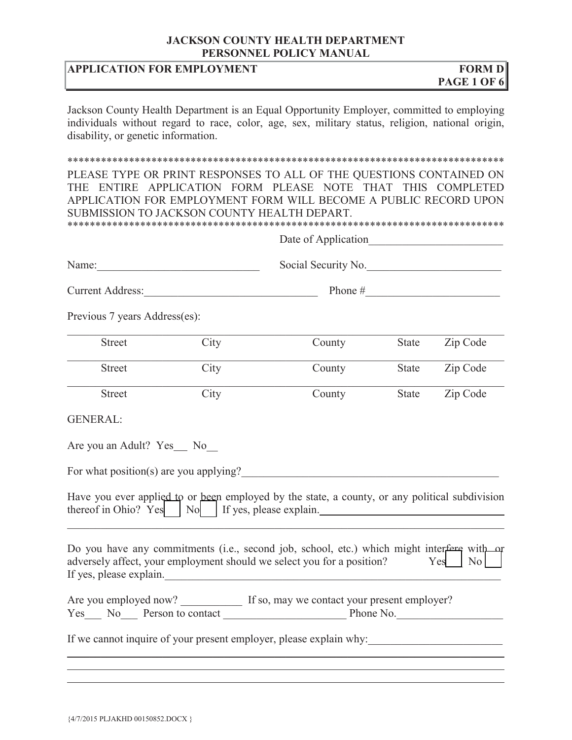**JACKSON COUNTY HEALTH DEPARTMENT**
**PERSONNEL POLICY MANUAL**

| **APPLICATION FOR EMPLOYMENT** | **FORM D** |
|---|---|

Jackson County Health Department is an Equal Opportunity Employer, committed to employing individuals without regard to race, color, age, sex, military status, religion, national origin, disability, or genetic information.

**********************************************************************************

PLEASE TYPE OR PRINT RESPONSES TO ALL OF THE QUESTIONS CONTAINED ON THE ENTIRE APPLICATION FORM PLEASE NOTE THAT THIS COMPLETED APPLICATION FOR EMPLOYMENT FORM WILL BECOME A PUBLIC RECORD UPON SUBMISSION TO JACKSON COUNTY HEALTH DEPART.

**********************************************************************************

Date of Application________________________

Name:_____________________________ Social Security No.________________________

Current Address:_______________________________ Phone #________________________

Previous 7 years Address(es):

| Street | City | County | State | Zip Code |
|---|---|---|---|---|
| Street | City | County | State | Zip Code |
| Street | City | County | State | Zip Code |

GENERAL:

Are you an Adult? Yes___ No__

For what position(s) are you applying?_______________________________________________

Have you ever applied to or been employed by the state, a county, or any political subdivision thereof in Ohio? Yes☐ No☐ If yes, please explain.____________________________________

_______________________________________________________________________________

Do you have any commitments (i.e., second job, school, etc.) which might interfere with or adversely affect, your employment should we select you for a position? Yes☐ No☐
If yes, please explain.____________________________________________________________

Are you employed now? ___________ If so, may we contact your present employer?
Yes___ No___ Person to contact ______________________ Phone No.___________________

If we cannot inquire of your present employer, please explain why:________________________

_______________________________________________________________________________

_______________________________________________________________________________

_______________________________________________________________________________

{4/7/2015 PLJAKHD 00150852.DOCX }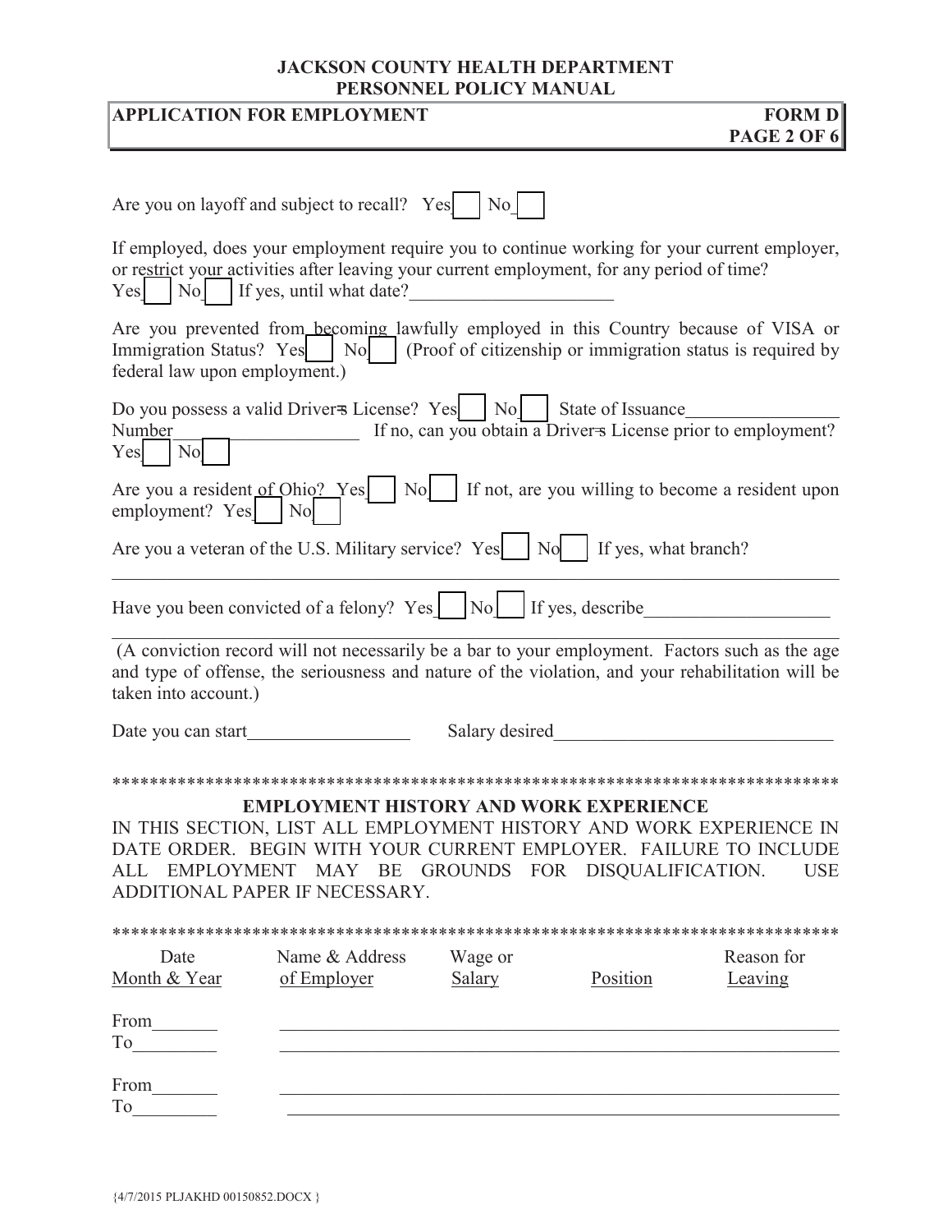**APPLICATION FOR EMPLOYMENT** **FORM D**

Are you on layoff and subject to recall? Yes☐ No☐

If employed, does your employment require you to continue working for your current employer, or restrict your activities after leaving your current employment, for any period of time? Yes☐ No☐ If yes, until what date?______________________

Are you prevented from becoming lawfully employed in this Country because of VISA or Immigration Status? Yes☐ No☐ (Proof of citizenship or immigration status is required by federal law upon employment.)

Do you possess a valid Driver=s License? Yes☐ No☐ State of Issuance________________ Number____________________ If no, can you obtain a Driver=s License prior to employment? Yes☐ No☐

Are you a resident of Ohio? Yes☐ No☐ If not, are you willing to become a resident upon employment? Yes☐ No☐

Are you a veteran of the U.S. Military service? Yes☐ No☐ If yes, what branch? ________________________________________________________________________________

Have you been convicted of a felony? Yes☐ No☐ If yes, describe____________________ ________________________________________________________________________________

(A conviction record will not necessarily be a bar to your employment. Factors such as the age and type of offense, the seriousness and nature of the violation, and your rehabilitation will be taken into account.)

Date you can start_________________ Salary desired______________________________

********************************************************************************

## EMPLOYMENT HISTORY AND WORK EXPERIENCE

IN THIS SECTION, LIST ALL EMPLOYMENT HISTORY AND WORK EXPERIENCE IN DATE ORDER. BEGIN WITH YOUR CURRENT EMPLOYER. FAILURE TO INCLUDE ALL EMPLOYMENT MAY BE GROUNDS FOR DISQUALIFICATION. USE ADDITIONAL PAPER IF NECESSARY.

********************************************************************************

| Date Month & Year | Name & Address of Employer | Wage or Salary | Position | Reason for Leaving |
|---|---|---|---|---|
| From_______ To_________ | | | | |
| From_______ To_________ | | | | |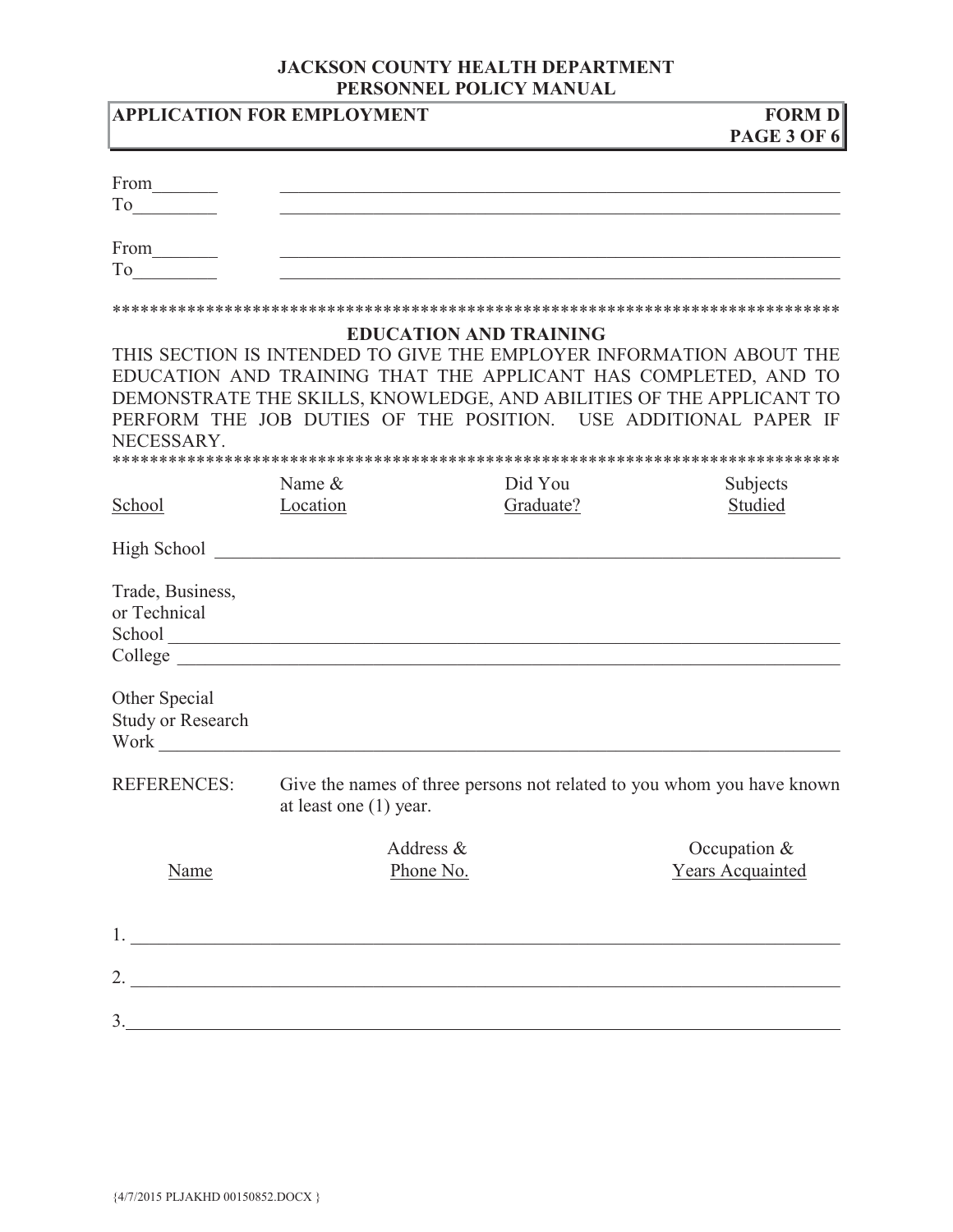From_______
To_________

From_______
To_________

*******************************************************************************

**EDUCATION AND TRAINING**

THIS SECTION IS INTENDED TO GIVE THE EMPLOYER INFORMATION ABOUT THE EDUCATION AND TRAINING THAT THE APPLICANT HAS COMPLETED, AND TO DEMONSTRATE THE SKILLS, KNOWLEDGE, AND ABILITIES OF THE APPLICANT TO PERFORM THE JOB DUTIES OF THE POSITION. USE ADDITIONAL PAPER IF NECESSARY.

*******************************************************************************

| School | Name & Location | Did You Graduate? | Subjects Studied |
|---|---|---|---|
| High School | | | |
| Trade, Business, or Technical School | | | |
| College | | | |
| Other Special Study or Research Work | | | |

REFERENCES: Give the names of three persons not related to you whom you have known at least one (1) year.

| Name | Address & Phone No. | Occupation & Years Acquainted |
|---|---|---|
| 1. | | |
| 2. | | |
| 3. | | |

{4/7/2015 PLJAKHD 00150852.DOCX }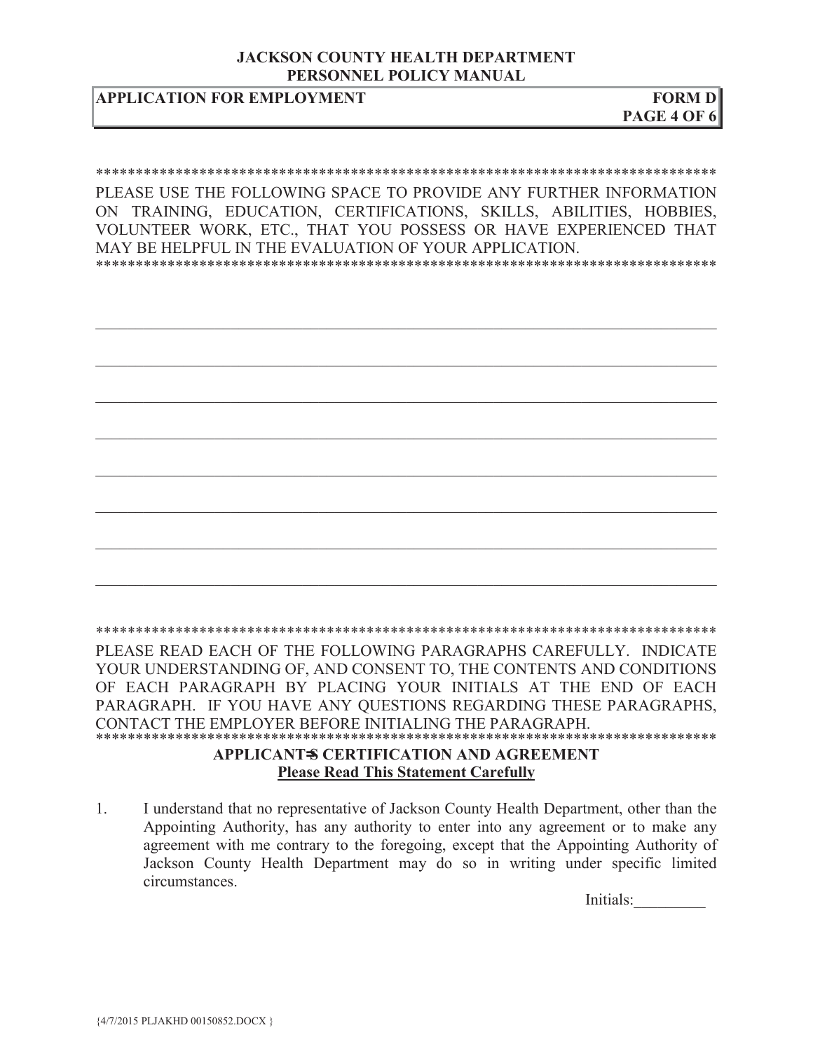**APPLICATION FOR EMPLOYMENT** **FORM D**

******************************************************************************

PLEASE USE THE FOLLOWING SPACE TO PROVIDE ANY FURTHER INFORMATION ON TRAINING, EDUCATION, CERTIFICATIONS, SKILLS, ABILITIES, HOBBIES, VOLUNTEER WORK, ETC., THAT YOU POSSESS OR HAVE EXPERIENCED THAT MAY BE HELPFUL IN THE EVALUATION OF YOUR APPLICATION.

******************************************************************************

______________________________________________________________________________

______________________________________________________________________________

______________________________________________________________________________

______________________________________________________________________________

______________________________________________________________________________

______________________________________________________________________________

______________________________________________________________________________

______________________________________________________________________________

******************************************************************************

PLEASE READ EACH OF THE FOLLOWING PARAGRAPHS CAREFULLY. INDICATE YOUR UNDERSTANDING OF, AND CONSENT TO, THE CONTENTS AND CONDITIONS OF EACH PARAGRAPH BY PLACING YOUR INITIALS AT THE END OF EACH PARAGRAPH. IF YOU HAVE ANY QUESTIONS REGARDING THESE PARAGRAPHS, CONTACT THE EMPLOYER BEFORE INITIALING THE PARAGRAPH.

******************************************************************************

**APPLICANT=S CERTIFICATION AND AGREEMENT**

**Please Read This Statement Carefully**

1. I understand that no representative of Jackson County Health Department, other than the Appointing Authority, has any authority to enter into any agreement or to make any agreement with me contrary to the foregoing, except that the Appointing Authority of Jackson County Health Department may do so in writing under specific limited circumstances.

Initials:_________

{4/7/2015 PLJAKHD 00150852.DOCX }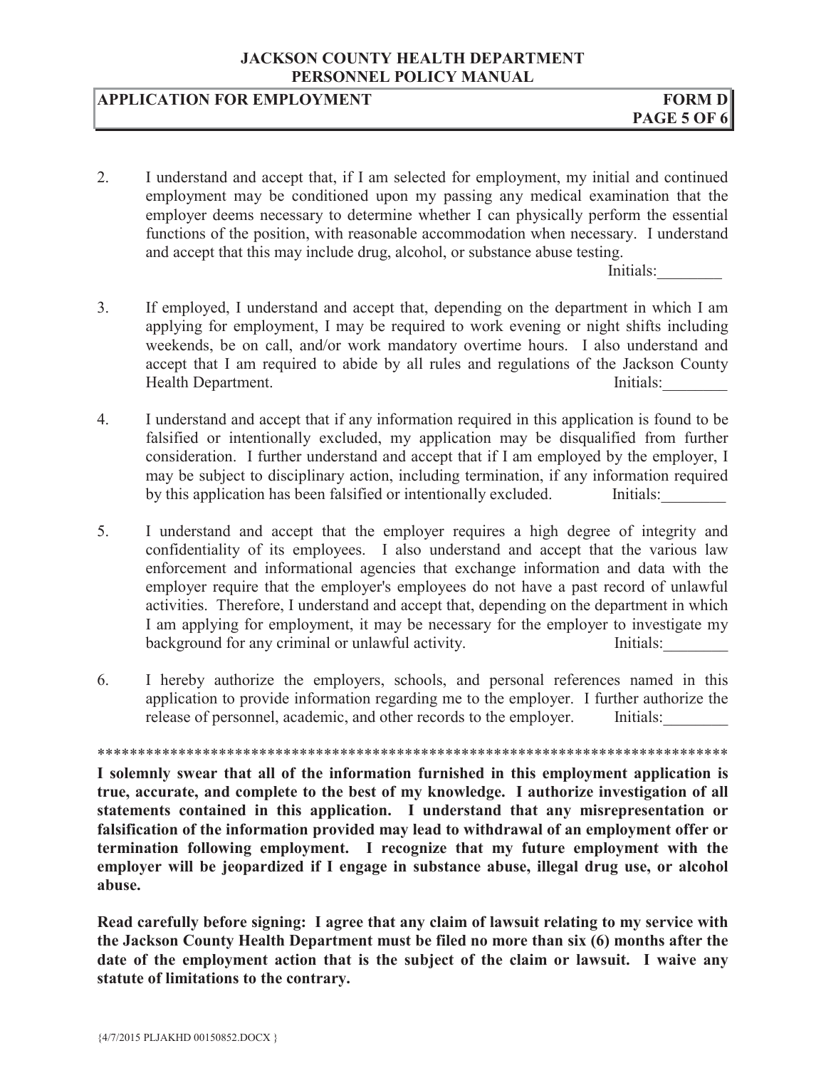2. I understand and accept that, if I am selected for employment, my initial and continued employment may be conditioned upon my passing any medical examination that the employer deems necessary to determine whether I can physically perform the essential functions of the position, with reasonable accommodation when necessary. I understand and accept that this may include drug, alcohol, or substance abuse testing. Initials:________

3. If employed, I understand and accept that, depending on the department in which I am applying for employment, I may be required to work evening or night shifts including weekends, be on call, and/or work mandatory overtime hours. I also understand and accept that I am required to abide by all rules and regulations of the Jackson County Health Department. Initials:________

4. I understand and accept that if any information required in this application is found to be falsified or intentionally excluded, my application may be disqualified from further consideration. I further understand and accept that if I am employed by the employer, I may be subject to disciplinary action, including termination, if any information required by this application has been falsified or intentionally excluded. Initials:________

5. I understand and accept that the employer requires a high degree of integrity and confidentiality of its employees. I also understand and accept that the various law enforcement and informational agencies that exchange information and data with the employer require that the employer's employees do not have a past record of unlawful activities. Therefore, I understand and accept that, depending on the department in which I am applying for employment, it may be necessary for the employer to investigate my background for any criminal or unlawful activity. Initials:________

6. I hereby authorize the employers, schools, and personal references named in this application to provide information regarding me to the employer. I further authorize the release of personnel, academic, and other records to the employer. Initials:________

********************************************************************************

**I solemnly swear that all of the information furnished in this employment application is true, accurate, and complete to the best of my knowledge. I authorize investigation of all statements contained in this application. I understand that any misrepresentation or falsification of the information provided may lead to withdrawal of an employment offer or termination following employment. I recognize that my future employment with the employer will be jeopardized if I engage in substance abuse, illegal drug use, or alcohol abuse.**

**Read carefully before signing: I agree that any claim of lawsuit relating to my service with the Jackson County Health Department must be filed no more than six (6) months after the date of the employment action that is the subject of the claim or lawsuit. I waive any statute of limitations to the contrary.**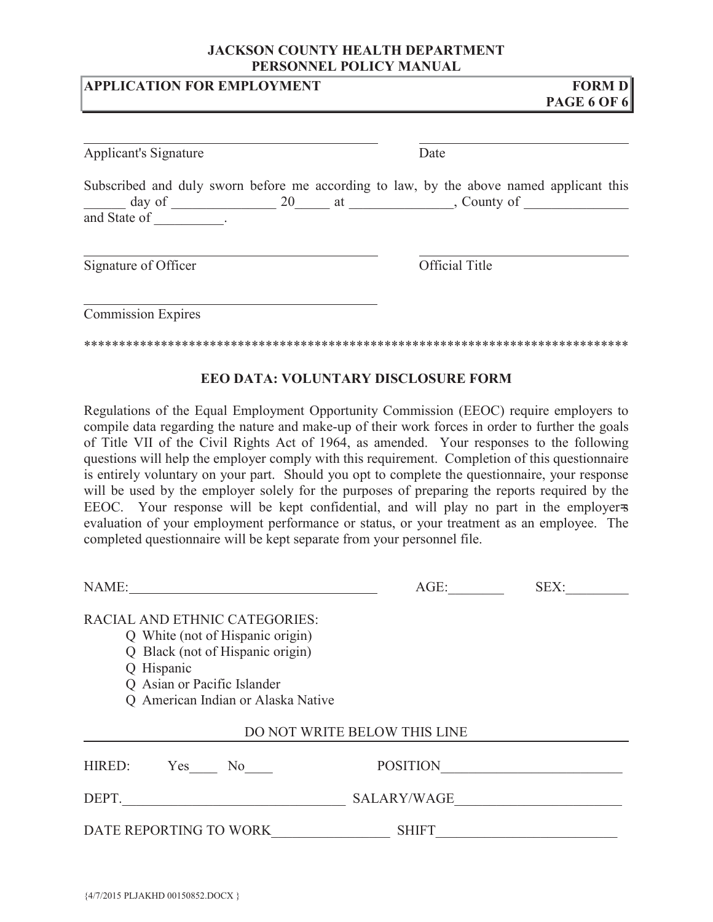**JACKSON COUNTY HEALTH DEPARTMENT**
**PERSONNEL POLICY MANUAL**

**APPLICATION FOR EMPLOYMENT** — **FORM D**

______________________________ Applicant's Signature

______________________________ Date

Subscribed and duly sworn before me according to law, by the above named applicant this ______ day of _______________ 20_____ at _______________, County of _______________ and State of __________.

______________________________ Signature of Officer

______________________________ Official Title

______________________________ Commission Expires

*****************************************************************************

## EEO DATA: VOLUNTARY DISCLOSURE FORM

Regulations of the Equal Employment Opportunity Commission (EEOC) require employers to compile data regarding the nature and make-up of their work forces in order to further the goals of Title VII of the Civil Rights Act of 1964, as amended. Your responses to the following questions will help the employer comply with this requirement. Completion of this questionnaire is entirely voluntary on your part. Should you opt to complete the questionnaire, your response will be used by the employer solely for the purposes of preparing the reports required by the EEOC. Your response will be kept confidential, and will play no part in the employer's evaluation of your employment performance or status, or your treatment as an employee. The completed questionnaire will be kept separate from your personnel file.

NAME:____________________________ AGE:________ SEX:_________

RACIAL AND ETHNIC CATEGORIES:

- Q White (not of Hispanic origin)
- Q Black (not of Hispanic origin)
- Q Hispanic
- Q Asian or Pacific Islander
- Q American Indian or Alaska Native

DO NOT WRITE BELOW THIS LINE

HIRED: Yes____ No____ POSITION_________________________

DEPT._______________________________ SALARY/WAGE_______________________

DATE REPORTING TO WORK________________ SHIFT_________________________

{4/7/2015 PLJAKHD 00150852.DOCX }